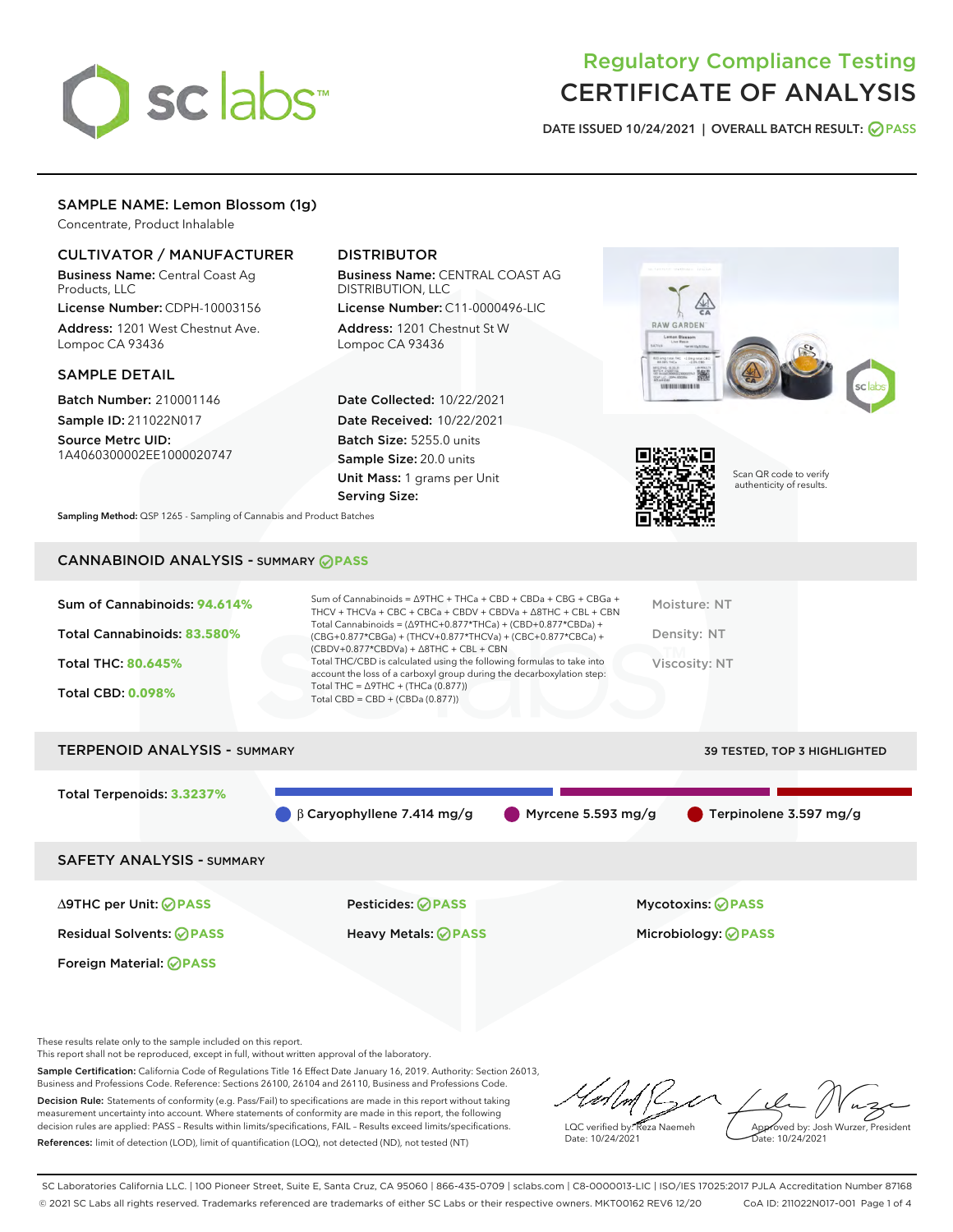# Regulatory Compliance Testing
# CERTIFICATE OF ANALYSIS

DATE ISSUED 10/24/2021 | OVERALL BATCH RESULT: PASS

## SAMPLE NAME: Lemon Blossom (1g)

Concentrate, Product Inhalable

### CULTIVATOR / MANUFACTURER

**Business Name:** Central Coast Ag Products, LLC
**License Number:** CDPH-10003156
**Address:** 1201 West Chestnut Ave. Lompoc CA 93436

### DISTRIBUTOR

**Business Name:** CENTRAL COAST AG DISTRIBUTION, LLC
**License Number:** C11-0000496-LIC
**Address:** 1201 Chestnut St W Lompoc CA 93436

### SAMPLE DETAIL

**Batch Number:** 210001146
**Sample ID:** 211022N017
**Source Metrc UID:** 1A4060300002EE1000020747

**Date Collected:** 10/22/2021
**Date Received:** 10/22/2021
**Batch Size:** 5255.0 units
**Sample Size:** 20.0 units
**Unit Mass:** 1 grams per Unit
**Serving Size:**

**Sampling Method:** QSP 1265 - Sampling of Cannabis and Product Batches

Scan QR code to verify authenticity of results.

## CANNABINOID ANALYSIS - SUMMARY PASS

Sum of Cannabinoids: **94.614%**
Total Cannabinoids: **83.580%**
Total THC: **80.645%**
Total CBD: **0.098%**

Sum of Cannabinoids = Δ9THC + THCa + CBD + CBDa + CBG + CBGa + THCV + THCVa + CBC + CBCa + CBDV + CBDVa + Δ8THC + CBL + CBN
Total Cannabinoids = (Δ9THC+0.877*THCa) + (CBD+0.877*CBDa) + (CBG+0.877*CBGa) + (THCV+0.877*THCVa) + (CBC+0.877*CBCa) + (CBDV+0.877*CBDVa) + Δ8THC + CBL + CBN
Total THC/CBD is calculated using the following formulas to take into account the loss of a carboxyl group during the decarboxylation step:
Total THC = Δ9THC + (THCa (0.877))
Total CBD = CBD + (CBDa (0.877))

Moisture: NT
Density: NT
Viscosity: NT

## TERPENOID ANALYSIS - SUMMARY

39 TESTED, TOP 3 HIGHLIGHTED

Total Terpenoids: **3.3237%**

β Caryophyllene 7.414 mg/g | Myrcene 5.593 mg/g | Terpinolene 3.597 mg/g

## SAFETY ANALYSIS - SUMMARY

| | | |
|---|---|---|
| Δ9THC per Unit: PASS | Pesticides: PASS | Mycotoxins: PASS |
| Residual Solvents: PASS | Heavy Metals: PASS | Microbiology: PASS |
| Foreign Material: PASS | | |

These results relate only to the sample included on this report.
This report shall not be reproduced, except in full, without written approval of the laboratory.

**Sample Certification:** California Code of Regulations Title 16 Effect Date January 16, 2019. Authority: Section 26013, Business and Professions Code. Reference: Sections 26100, 26104 and 26110, Business and Professions Code.

**Decision Rule:** Statements of conformity (e.g. Pass/Fail) to specifications are made in this report without taking measurement uncertainty into account. Where statements of conformity are made in this report, the following decision rules are applied: PASS – Results within limits/specifications, FAIL – Results exceed limits/specifications.

**References:** limit of detection (LOD), limit of quantification (LOQ), not detected (ND), not tested (NT)

LQC verified by: Reza Naemeh
Date: 10/24/2021

Approved by: Josh Wurzer, President
Date: 10/24/2021

SC Laboratories California LLC. | 100 Pioneer Street, Suite E, Santa Cruz, CA 95060 | 866-435-0709 | sclabs.com | C8-0000013-LIC | ISO/IES 17025:2017 PJLA Accreditation Number 87168
© 2021 SC Labs all rights reserved. Trademarks referenced are trademarks of either SC Labs or their respective owners. MKT00162 REV6 12/20 CoA ID: 211022N017-001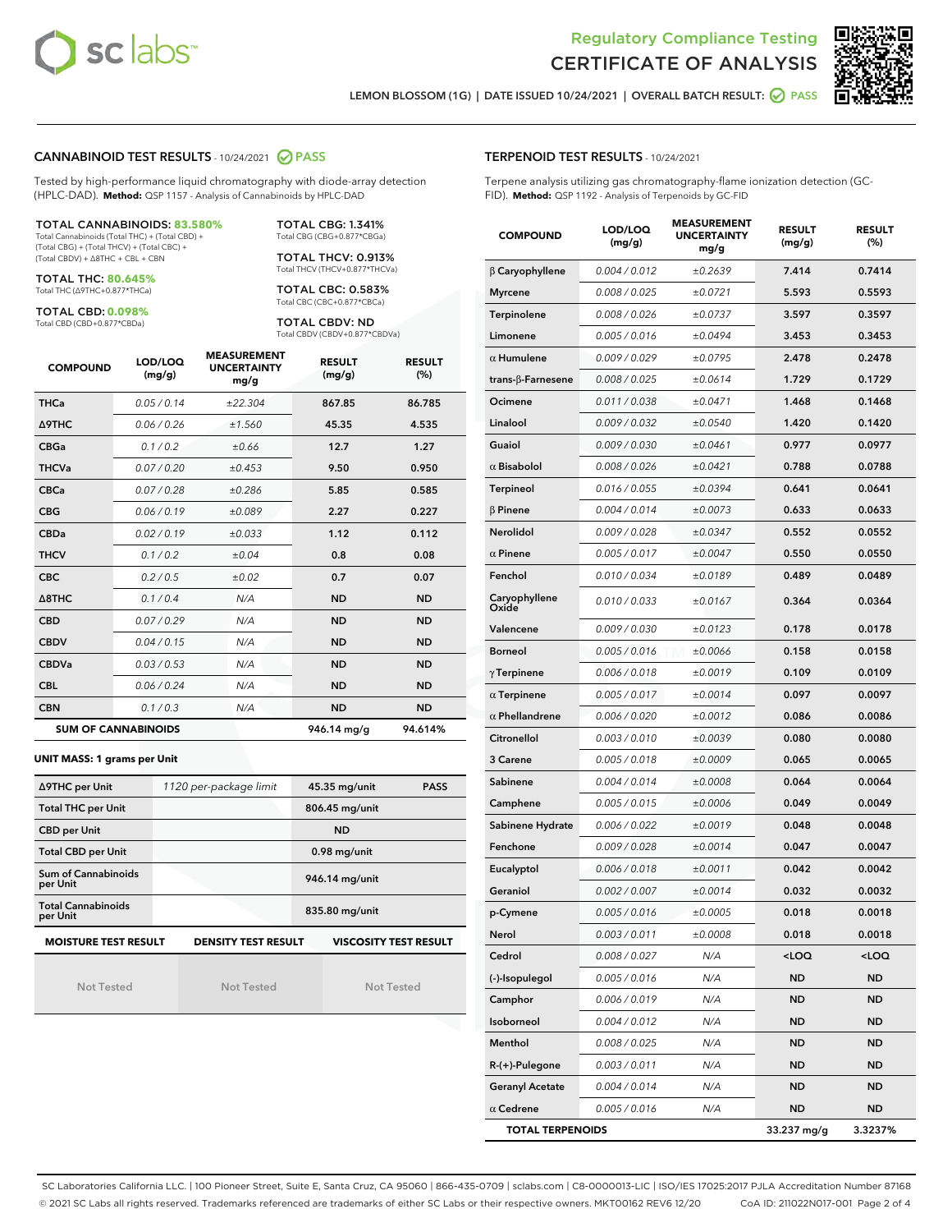Regulatory Compliance Testing
# CERTIFICATE OF ANALYSIS

LEMON BLOSSOM (1G) | DATE ISSUED 10/24/2021 | OVERALL BATCH RESULT: PASS

## CANNABINOID TEST RESULTS - 10/24/2021 PASS

Tested by high-performance liquid chromatography with diode-array detection (HPLC-DAD). **Method:** QSP 1157 - Analysis of Cannabinoids by HPLC-DAD

**TOTAL CANNABINOIDS: 83.580%**
Total Cannabinoids (Total THC) + (Total CBD) + (Total CBG) + (Total THCV) + (Total CBC) + (Total CBDV) + Δ8THC + CBL + CBN

**TOTAL THC: 80.645%**
Total THC (Δ9THC+0.877*THCa)

**TOTAL CBD: 0.098%**
Total CBD (CBD+0.877*CBDa)

**TOTAL CBG: 1.341%**
Total CBG (CBG+0.877*CBGa)

**TOTAL THCV: 0.913%**
Total THCV (THCV+0.877*THCVa)

**TOTAL CBC: 0.583%**
Total CBC (CBC+0.877*CBCa)

**TOTAL CBDV: ND**
Total CBDV (CBDV+0.877*CBDVa)

| COMPOUND | LOD/LOQ (mg/g) | MEASUREMENT UNCERTAINTY mg/g | RESULT (mg/g) | RESULT (%) |
|---|---|---|---|---|
| THCa | 0.05 / 0.14 | ±22.304 | 867.85 | 86.785 |
| Δ9THC | 0.06 / 0.26 | ±1.560 | 45.35 | 4.535 |
| CBGa | 0.1 / 0.2 | ±0.66 | 12.7 | 1.27 |
| THCVa | 0.07 / 0.20 | ±0.453 | 9.50 | 0.950 |
| CBCa | 0.07 / 0.28 | ±0.286 | 5.85 | 0.585 |
| CBG | 0.06 / 0.19 | ±0.089 | 2.27 | 0.227 |
| CBDa | 0.02 / 0.19 | ±0.033 | 1.12 | 0.112 |
| THCV | 0.1 / 0.2 | ±0.04 | 0.8 | 0.08 |
| CBC | 0.2 / 0.5 | ±0.02 | 0.7 | 0.07 |
| Δ8THC | 0.1 / 0.4 | N/A | ND | ND |
| CBD | 0.07 / 0.29 | N/A | ND | ND |
| CBDV | 0.04 / 0.15 | N/A | ND | ND |
| CBDVa | 0.03 / 0.53 | N/A | ND | ND |
| CBL | 0.06 / 0.24 | N/A | ND | ND |
| CBN | 0.1 / 0.3 | N/A | ND | ND |
| **SUM OF CANNABINOIDS** | | | 946.14 mg/g | 94.614% |

**UNIT MASS: 1 grams per Unit**

| | | | |
|---|---|---|---|
| Δ9THC per Unit | 1120 per-package limit | 45.35 mg/unit | PASS |
| Total THC per Unit | | 806.45 mg/unit | |
| CBD per Unit | | ND | |
| Total CBD per Unit | | 0.98 mg/unit | |
| Sum of Cannabinoids per Unit | | 946.14 mg/unit | |
| Total Cannabinoids per Unit | | 835.80 mg/unit | |

| MOISTURE TEST RESULT | DENSITY TEST RESULT | VISCOSITY TEST RESULT |
|---|---|---|
| Not Tested | Not Tested | Not Tested |

## TERPENOID TEST RESULTS - 10/24/2021

Terpene analysis utilizing gas chromatography-flame ionization detection (GC-FID). **Method:** QSP 1192 - Analysis of Terpenoids by GC-FID

| COMPOUND | LOD/LOQ (mg/g) | MEASUREMENT UNCERTAINTY mg/g | RESULT (mg/g) | RESULT (%) |
|---|---|---|---|---|
| β Caryophyllene | 0.004 / 0.012 | ±0.2639 | 7.414 | 0.7414 |
| Myrcene | 0.008 / 0.025 | ±0.0721 | 5.593 | 0.5593 |
| Terpinolene | 0.008 / 0.026 | ±0.0737 | 3.597 | 0.3597 |
| Limonene | 0.005 / 0.016 | ±0.0494 | 3.453 | 0.3453 |
| α Humulene | 0.009 / 0.029 | ±0.0795 | 2.478 | 0.2478 |
| trans-β-Farnesene | 0.008 / 0.025 | ±0.0614 | 1.729 | 0.1729 |
| Ocimene | 0.011 / 0.038 | ±0.0471 | 1.468 | 0.1468 |
| Linalool | 0.009 / 0.032 | ±0.0540 | 1.420 | 0.1420 |
| Guaiol | 0.009 / 0.030 | ±0.0461 | 0.977 | 0.0977 |
| α Bisabolol | 0.008 / 0.026 | ±0.0421 | 0.788 | 0.0788 |
| Terpineol | 0.016 / 0.055 | ±0.0394 | 0.641 | 0.0641 |
| β Pinene | 0.004 / 0.014 | ±0.0073 | 0.633 | 0.0633 |
| Nerolidol | 0.009 / 0.028 | ±0.0347 | 0.552 | 0.0552 |
| α Pinene | 0.005 / 0.017 | ±0.0047 | 0.550 | 0.0550 |
| Fenchol | 0.010 / 0.034 | ±0.0189 | 0.489 | 0.0489 |
| Caryophyllene Oxide | 0.010 / 0.033 | ±0.0167 | 0.364 | 0.0364 |
| Valencene | 0.009 / 0.030 | ±0.0123 | 0.178 | 0.0178 |
| Borneol | 0.005 / 0.016 | ±0.0066 | 0.158 | 0.0158 |
| γ Terpinene | 0.006 / 0.018 | ±0.0019 | 0.109 | 0.0109 |
| α Terpinene | 0.005 / 0.017 | ±0.0014 | 0.097 | 0.0097 |
| α Phellandrene | 0.006 / 0.020 | ±0.0012 | 0.086 | 0.0086 |
| Citronellol | 0.003 / 0.010 | ±0.0039 | 0.080 | 0.0080 |
| 3 Carene | 0.005 / 0.018 | ±0.0009 | 0.065 | 0.0065 |
| Sabinene | 0.004 / 0.014 | ±0.0008 | 0.064 | 0.0064 |
| Camphene | 0.005 / 0.015 | ±0.0006 | 0.049 | 0.0049 |
| Sabinene Hydrate | 0.006 / 0.022 | ±0.0019 | 0.048 | 0.0048 |
| Fenchone | 0.009 / 0.028 | ±0.0014 | 0.047 | 0.0047 |
| Eucalyptol | 0.006 / 0.018 | ±0.0011 | 0.042 | 0.0042 |
| Geraniol | 0.002 / 0.007 | ±0.0014 | 0.032 | 0.0032 |
| p-Cymene | 0.005 / 0.016 | ±0.0005 | 0.018 | 0.0018 |
| Nerol | 0.003 / 0.011 | ±0.0008 | 0.018 | 0.0018 |
| Cedrol | 0.008 / 0.027 | N/A | <LOQ | <LOQ |
| (-)-Isopulegol | 0.005 / 0.016 | N/A | ND | ND |
| Camphor | 0.006 / 0.019 | N/A | ND | ND |
| Isoborneol | 0.004 / 0.012 | N/A | ND | ND |
| Menthol | 0.008 / 0.025 | N/A | ND | ND |
| R-(+)-Pulegone | 0.003 / 0.011 | N/A | ND | ND |
| Geranyl Acetate | 0.004 / 0.014 | N/A | ND | ND |
| α Cedrene | 0.005 / 0.016 | N/A | ND | ND |
| **TOTAL TERPENOIDS** | | | 33.237 mg/g | 3.3237% |

SC Laboratories California LLC. | 100 Pioneer Street, Suite E, Santa Cruz, CA 95060 | 866-435-0709 | sclabs.com | C8-0000013-LIC | ISO/IES 17025:2017 PJLA Accreditation Number 87168
© 2021 SC Labs all rights reserved. Trademarks referenced are trademarks of either SC Labs or their respective owners. MKT00162 REV6 12/20 CoA ID: 211022N017-001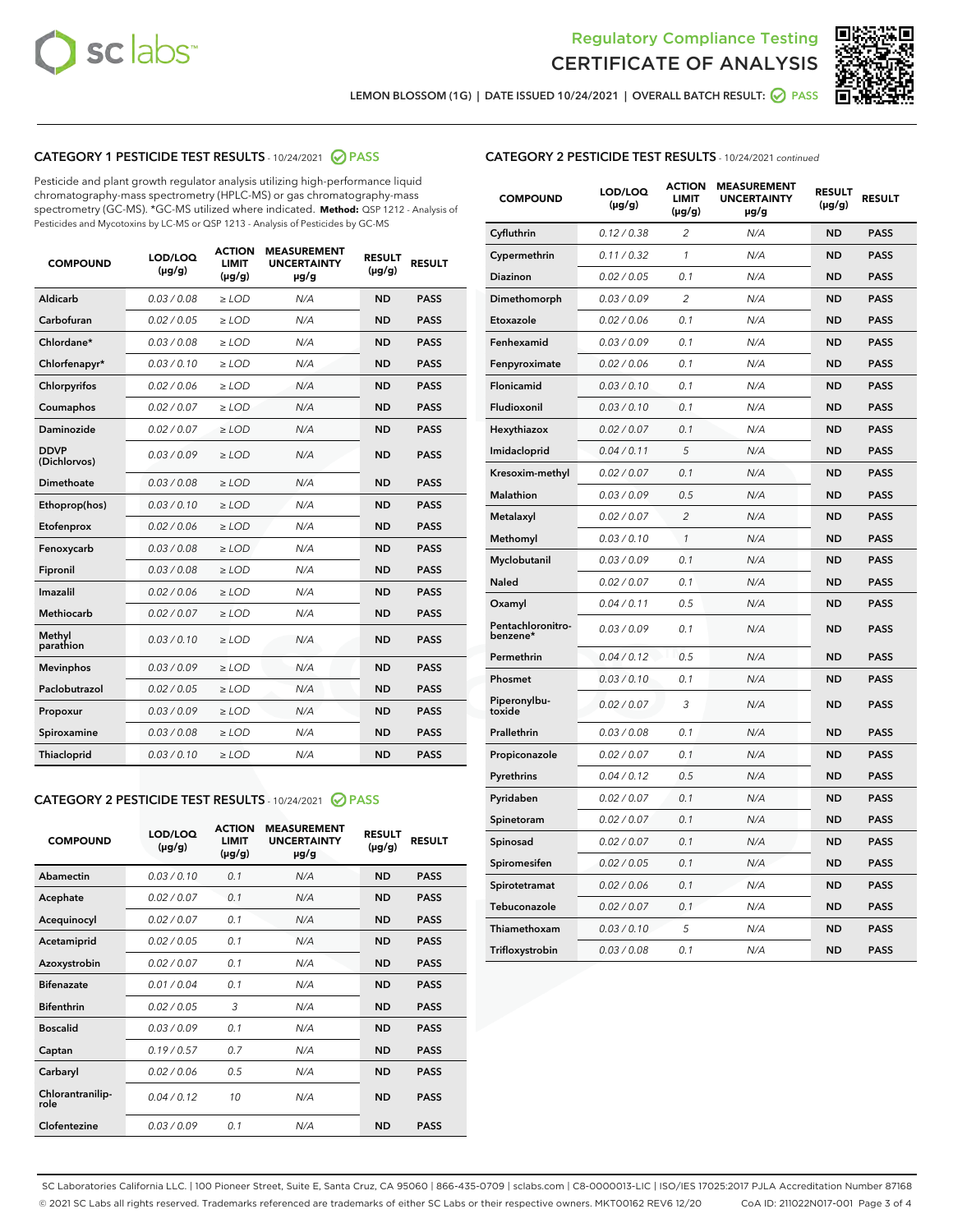Regulatory Compliance Testing
CERTIFICATE OF ANALYSIS

LEMON BLOSSOM (1G) | DATE ISSUED 10/24/2021 | OVERALL BATCH RESULT: PASS

## CATEGORY 1 PESTICIDE TEST RESULTS - 10/24/2021 PASS

Pesticide and plant growth regulator analysis utilizing high-performance liquid chromatography-mass spectrometry (HPLC-MS) or gas chromatography-mass spectrometry (GC-MS). *GC-MS utilized where indicated. **Method:** QSP 1212 - Analysis of Pesticides and Mycotoxins by LC-MS or QSP 1213 - Analysis of Pesticides by GC-MS

| COMPOUND | LOD/LOQ (µg/g) | ACTION LIMIT (µg/g) | MEASUREMENT UNCERTAINTY µg/g | RESULT (µg/g) | RESULT |
|---|---|---|---|---|---|
| Aldicarb | 0.03 / 0.08 | ≥ LOD | N/A | ND | PASS |
| Carbofuran | 0.02 / 0.05 | ≥ LOD | N/A | ND | PASS |
| Chlordane* | 0.03 / 0.08 | ≥ LOD | N/A | ND | PASS |
| Chlorfenapyr* | 0.03 / 0.10 | ≥ LOD | N/A | ND | PASS |
| Chlorpyrifos | 0.02 / 0.06 | ≥ LOD | N/A | ND | PASS |
| Coumaphos | 0.02 / 0.07 | ≥ LOD | N/A | ND | PASS |
| Daminozide | 0.02 / 0.07 | ≥ LOD | N/A | ND | PASS |
| DDVP (Dichlorvos) | 0.03 / 0.09 | ≥ LOD | N/A | ND | PASS |
| Dimethoate | 0.03 / 0.08 | ≥ LOD | N/A | ND | PASS |
| Ethoprop(hos) | 0.03 / 0.10 | ≥ LOD | N/A | ND | PASS |
| Etofenprox | 0.02 / 0.06 | ≥ LOD | N/A | ND | PASS |
| Fenoxycarb | 0.03 / 0.08 | ≥ LOD | N/A | ND | PASS |
| Fipronil | 0.03 / 0.08 | ≥ LOD | N/A | ND | PASS |
| Imazalil | 0.02 / 0.06 | ≥ LOD | N/A | ND | PASS |
| Methiocarb | 0.02 / 0.07 | ≥ LOD | N/A | ND | PASS |
| Methyl parathion | 0.03 / 0.10 | ≥ LOD | N/A | ND | PASS |
| Mevinphos | 0.03 / 0.09 | ≥ LOD | N/A | ND | PASS |
| Paclobutrazol | 0.02 / 0.05 | ≥ LOD | N/A | ND | PASS |
| Propoxur | 0.03 / 0.09 | ≥ LOD | N/A | ND | PASS |
| Spiroxamine | 0.03 / 0.08 | ≥ LOD | N/A | ND | PASS |
| Thiacloprid | 0.03 / 0.10 | ≥ LOD | N/A | ND | PASS |

## CATEGORY 2 PESTICIDE TEST RESULTS - 10/24/2021 PASS

| COMPOUND | LOD/LOQ (µg/g) | ACTION LIMIT (µg/g) | MEASUREMENT UNCERTAINTY µg/g | RESULT (µg/g) | RESULT |
|---|---|---|---|---|---|
| Abamectin | 0.03 / 0.10 | 0.1 | N/A | ND | PASS |
| Acephate | 0.02 / 0.07 | 0.1 | N/A | ND | PASS |
| Acequinocyl | 0.02 / 0.07 | 0.1 | N/A | ND | PASS |
| Acetamiprid | 0.02 / 0.05 | 0.1 | N/A | ND | PASS |
| Azoxystrobin | 0.02 / 0.07 | 0.1 | N/A | ND | PASS |
| Bifenazate | 0.01 / 0.04 | 0.1 | N/A | ND | PASS |
| Bifenthrin | 0.02 / 0.05 | 3 | N/A | ND | PASS |
| Boscalid | 0.03 / 0.09 | 0.1 | N/A | ND | PASS |
| Captan | 0.19 / 0.57 | 0.7 | N/A | ND | PASS |
| Carbaryl | 0.02 / 0.06 | 0.5 | N/A | ND | PASS |
| Chlorantraniliprole | 0.04 / 0.12 | 10 | N/A | ND | PASS |
| Clofentezine | 0.03 / 0.09 | 0.1 | N/A | ND | PASS |
| Cyfluthrin | 0.12 / 0.38 | 2 | N/A | ND | PASS |
| Cypermethrin | 0.11 / 0.32 | 1 | N/A | ND | PASS |
| Diazinon | 0.02 / 0.05 | 0.1 | N/A | ND | PASS |
| Dimethomorph | 0.03 / 0.09 | 2 | N/A | ND | PASS |
| Etoxazole | 0.02 / 0.06 | 0.1 | N/A | ND | PASS |
| Fenhexamid | 0.03 / 0.09 | 0.1 | N/A | ND | PASS |
| Fenpyroximate | 0.02 / 0.06 | 0.1 | N/A | ND | PASS |
| Flonicamid | 0.03 / 0.10 | 0.1 | N/A | ND | PASS |
| Fludioxonil | 0.03 / 0.10 | 0.1 | N/A | ND | PASS |
| Hexythiazox | 0.02 / 0.07 | 0.1 | N/A | ND | PASS |
| Imidacloprid | 0.04 / 0.11 | 5 | N/A | ND | PASS |
| Kresoxim-methyl | 0.02 / 0.07 | 0.1 | N/A | ND | PASS |
| Malathion | 0.03 / 0.09 | 0.5 | N/A | ND | PASS |
| Metalaxyl | 0.02 / 0.07 | 2 | N/A | ND | PASS |
| Methomyl | 0.03 / 0.10 | 1 | N/A | ND | PASS |
| Myclobutanil | 0.03 / 0.09 | 0.1 | N/A | ND | PASS |
| Naled | 0.02 / 0.07 | 0.1 | N/A | ND | PASS |
| Oxamyl | 0.04 / 0.11 | 0.5 | N/A | ND | PASS |
| Pentachloronitrobenzene* | 0.03 / 0.09 | 0.1 | N/A | ND | PASS |
| Permethrin | 0.04 / 0.12 | 0.5 | N/A | ND | PASS |
| Phosmet | 0.03 / 0.10 | 0.1 | N/A | ND | PASS |
| Piperonylbutoxide | 0.02 / 0.07 | 3 | N/A | ND | PASS |
| Prallethrin | 0.03 / 0.08 | 0.1 | N/A | ND | PASS |
| Propiconazole | 0.02 / 0.07 | 0.1 | N/A | ND | PASS |
| Pyrethrins | 0.04 / 0.12 | 0.5 | N/A | ND | PASS |
| Pyridaben | 0.02 / 0.07 | 0.1 | N/A | ND | PASS |
| Spinetoram | 0.02 / 0.07 | 0.1 | N/A | ND | PASS |
| Spinosad | 0.02 / 0.07 | 0.1 | N/A | ND | PASS |
| Spiromesifen | 0.02 / 0.05 | 0.1 | N/A | ND | PASS |
| Spirotetramat | 0.02 / 0.06 | 0.1 | N/A | ND | PASS |
| Tebuconazole | 0.02 / 0.07 | 0.1 | N/A | ND | PASS |
| Thiamethoxam | 0.03 / 0.10 | 5 | N/A | ND | PASS |
| Trifloxystrobin | 0.03 / 0.08 | 0.1 | N/A | ND | PASS |

SC Laboratories California LLC. | 100 Pioneer Street, Suite E, Santa Cruz, CA 95060 | 866-435-0709 | sclabs.com | C8-0000013-LIC | ISO/IES 17025:2017 PJLA Accreditation Number 87168
© 2021 SC Labs all rights reserved. Trademarks referenced are trademarks of either SC Labs or their respective owners. MKT00162 REV6 12/20 CoA ID: 211022N017-001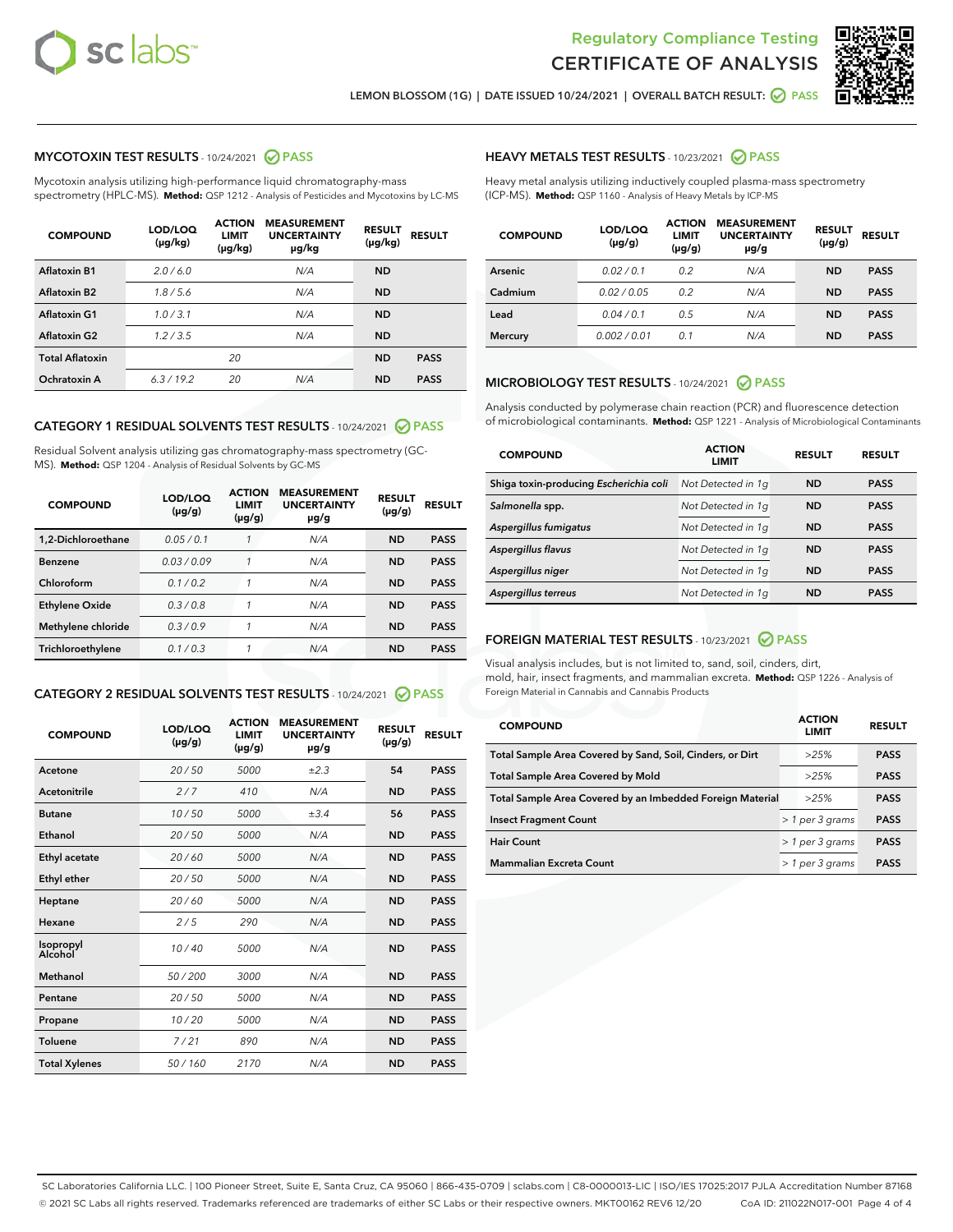# Regulatory Compliance Testing
# CERTIFICATE OF ANALYSIS

LEMON BLOSSOM (1G) | DATE ISSUED 10/24/2021 | OVERALL BATCH RESULT: PASS

## MYCOTOXIN TEST RESULTS - 10/24/2021 PASS

Mycotoxin analysis utilizing high-performance liquid chromatography-mass spectrometry (HPLC-MS). **Method:** QSP 1212 - Analysis of Pesticides and Mycotoxins by LC-MS

| COMPOUND | LOD/LOQ (μg/kg) | ACTION LIMIT (μg/kg) | MEASUREMENT UNCERTAINTY μg/kg | RESULT (μg/kg) | RESULT |
|---|---|---|---|---|---|
| Aflatoxin B1 | 2.0 / 6.0 | | N/A | ND | |
| Aflatoxin B2 | 1.8 / 5.6 | | N/A | ND | |
| Aflatoxin G1 | 1.0 / 3.1 | | N/A | ND | |
| Aflatoxin G2 | 1.2 / 3.5 | | N/A | ND | |
| Total Aflatoxin | | 20 | | ND | PASS |
| Ochratoxin A | 6.3 / 19.2 | 20 | N/A | ND | PASS |

## CATEGORY 1 RESIDUAL SOLVENTS TEST RESULTS - 10/24/2021 PASS

Residual Solvent analysis utilizing gas chromatography-mass spectrometry (GC-MS). **Method:** QSP 1204 - Analysis of Residual Solvents by GC-MS

| COMPOUND | LOD/LOQ (μg/g) | ACTION LIMIT (μg/g) | MEASUREMENT UNCERTAINTY μg/g | RESULT (μg/g) | RESULT |
|---|---|---|---|---|---|
| 1,2-Dichloroethane | 0.05 / 0.1 | 1 | N/A | ND | PASS |
| Benzene | 0.03 / 0.09 | 1 | N/A | ND | PASS |
| Chloroform | 0.1 / 0.2 | 1 | N/A | ND | PASS |
| Ethylene Oxide | 0.3 / 0.8 | 1 | N/A | ND | PASS |
| Methylene chloride | 0.3 / 0.9 | 1 | N/A | ND | PASS |
| Trichloroethylene | 0.1 / 0.3 | 1 | N/A | ND | PASS |

## CATEGORY 2 RESIDUAL SOLVENTS TEST RESULTS - 10/24/2021 PASS

| COMPOUND | LOD/LOQ (μg/g) | ACTION LIMIT (μg/g) | MEASUREMENT UNCERTAINTY μg/g | RESULT (μg/g) | RESULT |
|---|---|---|---|---|---|
| Acetone | 20 / 50 | 5000 | ±2.3 | 54 | PASS |
| Acetonitrile | 2 / 7 | 410 | N/A | ND | PASS |
| Butane | 10 / 50 | 5000 | ±3.4 | 56 | PASS |
| Ethanol | 20 / 50 | 5000 | N/A | ND | PASS |
| Ethyl acetate | 20 / 60 | 5000 | N/A | ND | PASS |
| Ethyl ether | 20 / 50 | 5000 | N/A | ND | PASS |
| Heptane | 20 / 60 | 5000 | N/A | ND | PASS |
| Hexane | 2 / 5 | 290 | N/A | ND | PASS |
| Isopropyl Alcohol | 10 / 40 | 5000 | N/A | ND | PASS |
| Methanol | 50 / 200 | 3000 | N/A | ND | PASS |
| Pentane | 20 / 50 | 5000 | N/A | ND | PASS |
| Propane | 10 / 20 | 5000 | N/A | ND | PASS |
| Toluene | 7 / 21 | 890 | N/A | ND | PASS |
| Total Xylenes | 50 / 160 | 2170 | N/A | ND | PASS |

## HEAVY METALS TEST RESULTS - 10/23/2021 PASS

Heavy metal analysis utilizing inductively coupled plasma-mass spectrometry (ICP-MS). **Method:** QSP 1160 - Analysis of Heavy Metals by ICP-MS

| COMPOUND | LOD/LOQ (μg/g) | ACTION LIMIT (μg/g) | MEASUREMENT UNCERTAINTY μg/g | RESULT (μg/g) | RESULT |
|---|---|---|---|---|---|
| Arsenic | 0.02 / 0.1 | 0.2 | N/A | ND | PASS |
| Cadmium | 0.02 / 0.05 | 0.2 | N/A | ND | PASS |
| Lead | 0.04 / 0.1 | 0.5 | N/A | ND | PASS |
| Mercury | 0.002 / 0.01 | 0.1 | N/A | ND | PASS |

## MICROBIOLOGY TEST RESULTS - 10/24/2021 PASS

Analysis conducted by polymerase chain reaction (PCR) and fluorescence detection of microbiological contaminants. **Method:** QSP 1221 - Analysis of Microbiological Contaminants

| COMPOUND | ACTION LIMIT | RESULT | RESULT |
|---|---|---|---|
| Shiga toxin-producing *Escherichia coli* | Not Detected in 1g | ND | PASS |
| *Salmonella* spp. | Not Detected in 1g | ND | PASS |
| *Aspergillus fumigatus* | Not Detected in 1g | ND | PASS |
| *Aspergillus flavus* | Not Detected in 1g | ND | PASS |
| *Aspergillus niger* | Not Detected in 1g | ND | PASS |
| *Aspergillus terreus* | Not Detected in 1g | ND | PASS |

## FOREIGN MATERIAL TEST RESULTS - 10/23/2021 PASS

Visual analysis includes, but is not limited to, sand, soil, cinders, dirt, mold, hair, insect fragments, and mammalian excreta. **Method:** QSP 1226 - Analysis of Foreign Material in Cannabis and Cannabis Products

| COMPOUND | ACTION LIMIT | RESULT |
|---|---|---|
| Total Sample Area Covered by Sand, Soil, Cinders, or Dirt | >25% | PASS |
| Total Sample Area Covered by Mold | >25% | PASS |
| Total Sample Area Covered by an Imbedded Foreign Material | >25% | PASS |
| Insect Fragment Count | > 1 per 3 grams | PASS |
| Hair Count | > 1 per 3 grams | PASS |
| Mammalian Excreta Count | > 1 per 3 grams | PASS |

SC Laboratories California LLC. | 100 Pioneer Street, Suite E, Santa Cruz, CA 95060 | 866-435-0709 | sclabs.com | C8-0000013-LIC | ISO/IES 17025:2017 PJLA Accreditation Number 87168
© 2021 SC Labs all rights reserved. Trademarks referenced are trademarks of either SC Labs or their respective owners. MKT00162 REV6 12/20 CoA ID: 211022N017-001